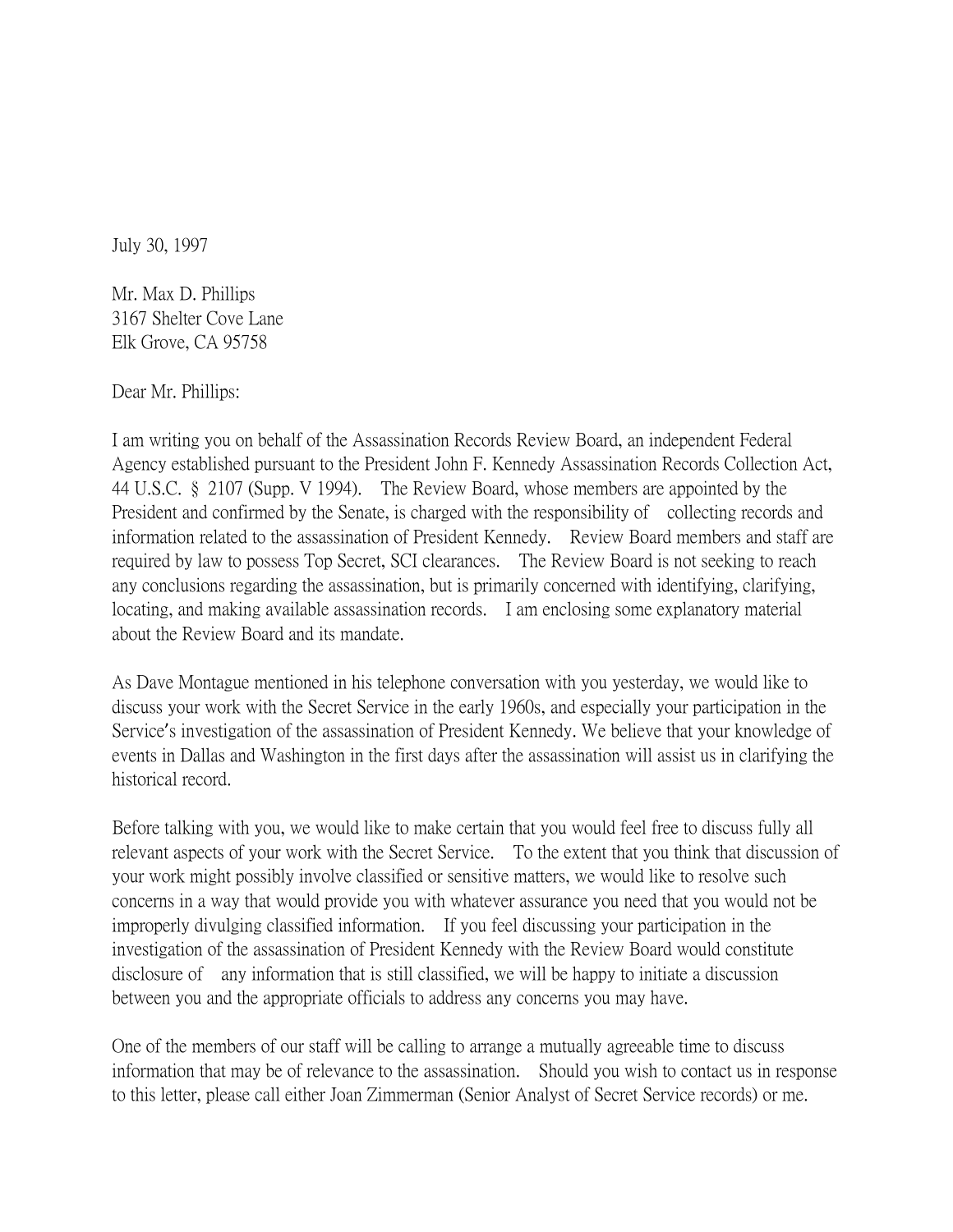July 30, 1997

Mr. Max D. Phillips  
3167 Shelter Cove Lane  
Elk Grove, CA 95758

Dear Mr. Phillips:

I am writing you on behalf of the Assassination Records Review Board, an independent Federal Agency established pursuant to the President John F. Kennedy Assassination Records Collection Act, 44 U.S.C. § 2107 (Supp. V 1994). The Review Board, whose members are appointed by the President and confirmed by the Senate, is charged with the responsibility of collecting records and information related to the assassination of President Kennedy. Review Board members and staff are required by law to possess Top Secret, SCI clearances. The Review Board is not seeking to reach any conclusions regarding the assassination, but is primarily concerned with identifying, clarifying, locating, and making available assassination records. I am enclosing some explanatory material about the Review Board and its mandate.

As Dave Montague mentioned in his telephone conversation with you yesterday, we would like to discuss your work with the Secret Service in the early 1960s, and especially your participation in the Service's investigation of the assassination of President Kennedy. We believe that your knowledge of events in Dallas and Washington in the first days after the assassination will assist us in clarifying the historical record.

Before talking with you, we would like to make certain that you would feel free to discuss fully all relevant aspects of your work with the Secret Service. To the extent that you think that discussion of your work might possibly involve classified or sensitive matters, we would like to resolve such concerns in a way that would provide you with whatever assurance you need that you would not be improperly divulging classified information. If you feel discussing your participation in the investigation of the assassination of President Kennedy with the Review Board would constitute disclosure of any information that is still classified, we will be happy to initiate a discussion between you and the appropriate officials to address any concerns you may have.

One of the members of our staff will be calling to arrange a mutually agreeable time to discuss information that may be of relevance to the assassination. Should you wish to contact us in response to this letter, please call either Joan Zimmerman (Senior Analyst of Secret Service records) or me.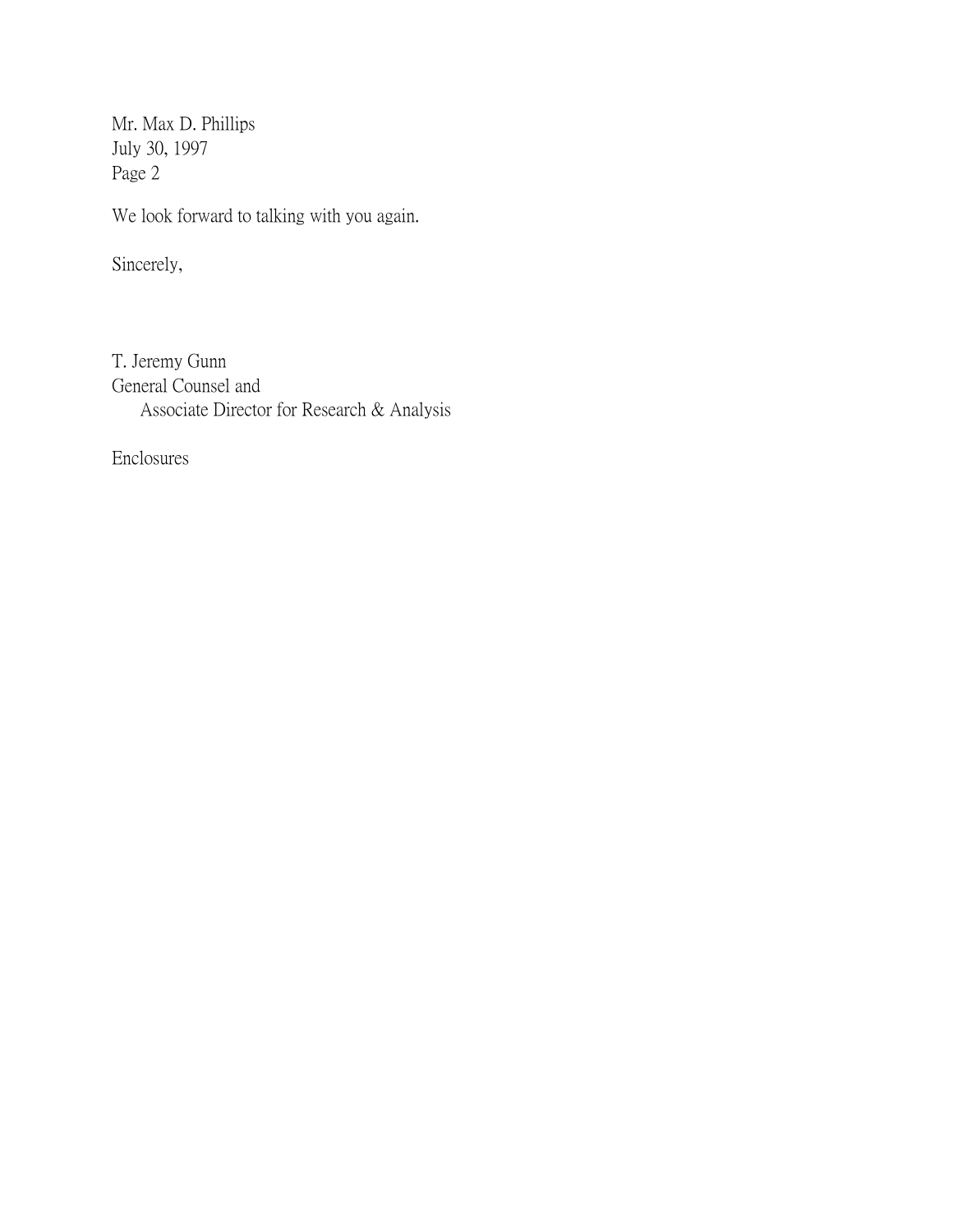Mr. Max D. Phillips
July 30, 1997
Page 2

We look forward to talking with you again.

Sincerely,

T. Jeremy Gunn
General Counsel and
Associate Director for Research & Analysis

Enclosures